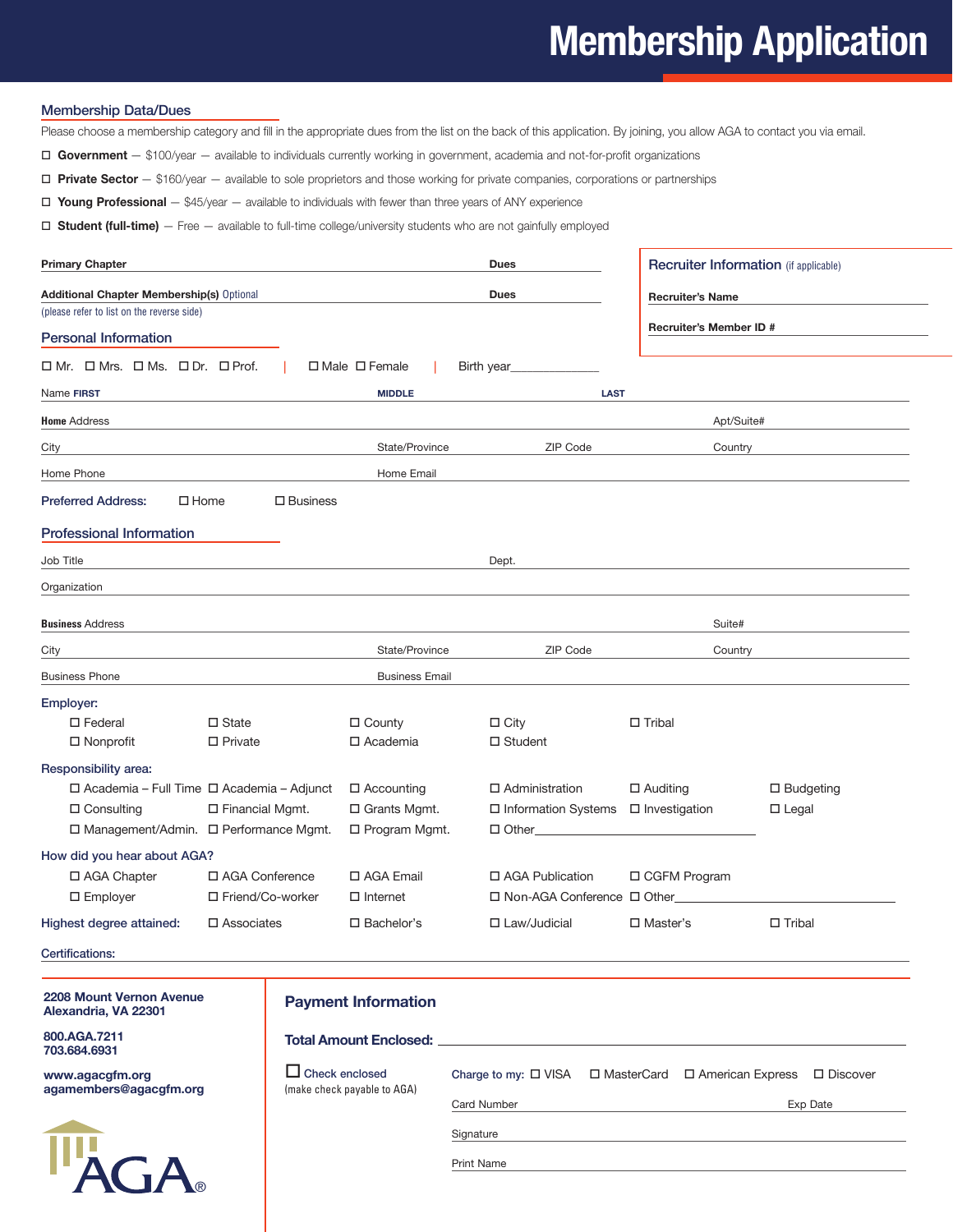# Membership Application

## Membership Data/Dues

Please choose a membership category and fill in the appropriate dues from the list on the back of this application. By joining, you allow AGA to contact you via email.

- ☐ **Government** — $100/year — available to individuals currently working in government, academia and not-for-profit organizations
- ☐ **Private Sector** — $160/year — available to sole proprietors and those working for private companies, corporations or partnerships
- ☐ **Young Professional** — $45/year — available to individuals with fewer than three years of ANY experience
- ☐ **Student (full-time)** — Free — available to full-time college/university students who are not gainfully employed

**Primary Chapter** ______________________ **Dues** ________

**Additional Chapter Membership(s)** Optional ______________________ **Dues** ________
(please refer to list on the reverse side)

### Recruiter Information (if applicable)

**Recruiter's Name** ______________________

**Recruiter's Member ID #** ______________________

## Personal Information

☐ Mr. ☐ Mrs. ☐ Ms. ☐ Dr. ☐ Prof. | ☐ Male ☐ Female | Birth year________

Name **FIRST** ________ **MIDDLE** ________ **LAST** ________

**Home** Address ______________________ Apt/Suite# ________

City ________ State/Province ________ ZIP Code ________ Country ________

Home Phone ________ Home Email ________

**Preferred Address:** ☐ Home ☐ Business

## Professional Information

Job Title ________ Dept. ________

Organization ______________________

**Business** Address ______________________ Suite# ________

City ________ State/Province ________ ZIP Code ________ Country ________

Business Phone ________ Business Email ________

**Employer:**

☐ Federal ☐ State ☐ County ☐ City ☐ Tribal
☐ Nonprofit ☐ Private ☐ Academia ☐ Student

**Responsibility area:**

☐ Academia – Full Time ☐ Academia – Adjunct ☐ Accounting ☐ Administration ☐ Auditing ☐ Budgeting
☐ Consulting ☐ Financial Mgmt. ☐ Grants Mgmt. ☐ Information Systems ☐ Investigation ☐ Legal
☐ Management/Admin. ☐ Performance Mgmt. ☐ Program Mgmt. ☐ Other________

**How did you hear about AGA?**

☐ AGA Chapter ☐ AGA Conference ☐ AGA Email ☐ AGA Publication ☐ CGFM Program
☐ Employer ☐ Friend/Co-worker ☐ Internet ☐ Non-AGA Conference ☐ Other________

**Highest degree attained:** ☐ Associates ☐ Bachelor's ☐ Law/Judicial ☐ Master's ☐ Tribal

**Certifications:** ______________________

**2208 Mount Vernon Avenue**
**Alexandria, VA 22301**

**800.AGA.7211**
**703.684.6931**

**www.agacgfm.org**
**agamembers@agacgfm.org**

AGA®

## Payment Information

**Total Amount Enclosed:** ______________________

☐ Check enclosed
(make check payable to AGA)

Charge to my: ☐ VISA ☐ MasterCard ☐ American Express ☐ Discover

Card Number ______________________ Exp Date ________

Signature ______________________

Print Name ______________________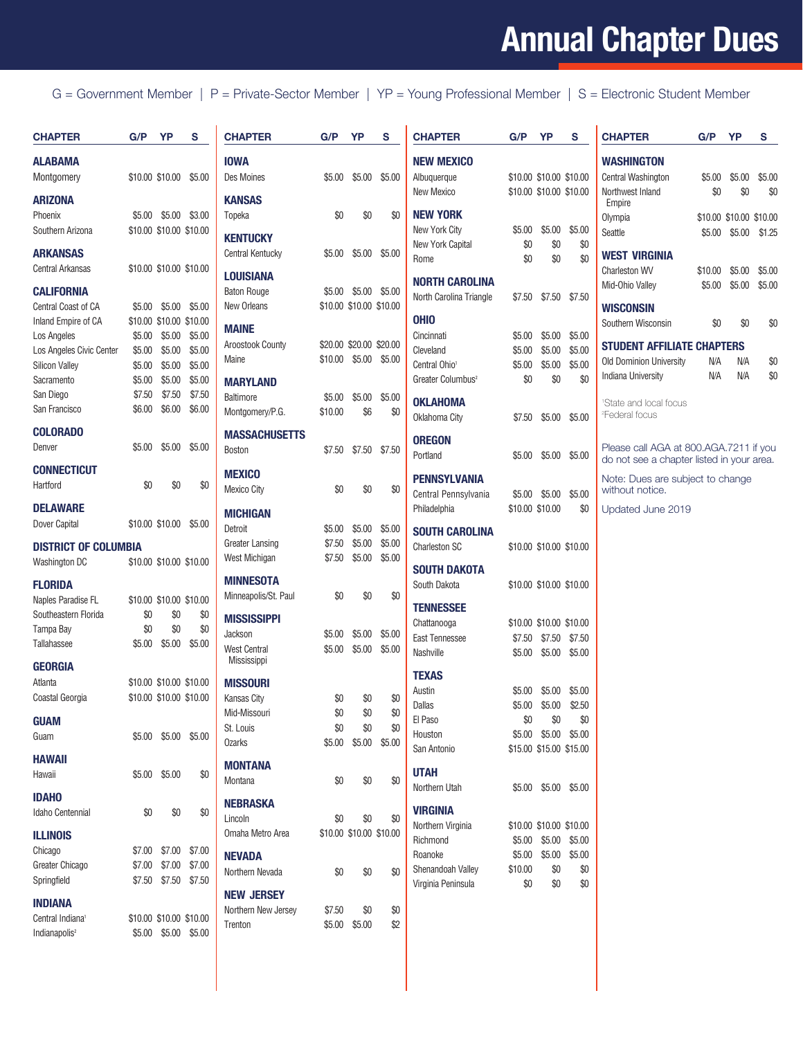# Annual Chapter Dues

G = Government Member | P = Private-Sector Member | YP = Young Professional Member | S = Electronic Student Member

| CHAPTER | G/P | YP | S |
|---|---|---|---|
| **ALABAMA** | | | |
| Montgomery | $10.00 | $10.00 | $5.00 |
| **ARIZONA** | | | |
| Phoenix | $5.00 | $5.00 | $3.00 |
| Southern Arizona | $10.00 | $10.00 | $10.00 |
| **ARKANSAS** | | | |
| Central Arkansas | $10.00 | $10.00 | $10.00 |
| **CALIFORNIA** | | | |
| Central Coast of CA | $5.00 | $5.00 | $5.00 |
| Inland Empire of CA | $10.00 | $10.00 | $10.00 |
| Los Angeles | $5.00 | $5.00 | $5.00 |
| Los Angeles Civic Center | $5.00 | $5.00 | $5.00 |
| Silicon Valley | $5.00 | $5.00 | $5.00 |
| Sacramento | $5.00 | $5.00 | $5.00 |
| San Diego | $7.50 | $7.50 | $7.50 |
| San Francisco | $6.00 | $6.00 | $6.00 |
| **COLORADO** | | | |
| Denver | $5.00 | $5.00 | $5.00 |
| **CONNECTICUT** | | | |
| Hartford | $0 | $0 | $0 |
| **DELAWARE** | | | |
| Dover Capital | $10.00 | $10.00 | $5.00 |
| **DISTRICT OF COLUMBIA** | | | |
| Washington DC | $10.00 | $10.00 | $10.00 |
| **FLORIDA** | | | |
| Naples Paradise FL | $10.00 | $10.00 | $10.00 |
| Southeastern Florida | $0 | $0 | $0 |
| Tampa Bay | $0 | $0 | $0 |
| Tallahassee | $5.00 | $5.00 | $5.00 |
| **GEORGIA** | | | |
| Atlanta | $10.00 | $10.00 | $10.00 |
| Coastal Georgia | $10.00 | $10.00 | $10.00 |
| **GUAM** | | | |
| Guam | $5.00 | $5.00 | $5.00 |
| **HAWAII** | | | |
| Hawaii | $5.00 | $5.00 | $0 |
| **IDAHO** | | | |
| Idaho Centennial | $0 | $0 | $0 |
| **ILLINOIS** | | | |
| Chicago | $7.00 | $7.00 | $7.00 |
| Greater Chicago | $7.00 | $7.00 | $7.00 |
| Springfield | $7.50 | $7.50 | $7.50 |
| **INDIANA** | | | |
| Central Indiana[1] | $10.00 | $10.00 | $10.00 |
| Indianapolis[2] | $5.00 | $5.00 | $5.00 |
| **IOWA** | | | |
| Des Moines | $5.00 | $5.00 | $5.00 |
| **KANSAS** | | | |
| Topeka | $0 | $0 | $0 |
| **KENTUCKY** | | | |
| Central Kentucky | $5.00 | $5.00 | $5.00 |
| **LOUISIANA** | | | |
| Baton Rouge | $5.00 | $5.00 | $5.00 |
| New Orleans | $10.00 | $10.00 | $10.00 |
| **MAINE** | | | |
| Aroostook County | $20.00 | $20.00 | $20.00 |
| Maine | $10.00 | $5.00 | $5.00 |
| **MARYLAND** | | | |
| Baltimore | $5.00 | $5.00 | $5.00 |
| Montgomery/P.G. | $10.00 | $6 | $0 |
| **MASSACHUSETTS** | | | |
| Boston | $7.50 | $7.50 | $7.50 |
| **MEXICO** | | | |
| Mexico City | $0 | $0 | $0 |
| **MICHIGAN** | | | |
| Detroit | $5.00 | $5.00 | $5.00 |
| Greater Lansing | $7.50 | $5.00 | $5.00 |
| West Michigan | $7.50 | $5.00 | $5.00 |
| **MINNESOTA** | | | |
| Minneapolis/St. Paul | $0 | $0 | $0 |
| **MISSISSIPPI** | | | |
| Jackson | $5.00 | $5.00 | $5.00 |
| West Central Mississippi | $5.00 | $5.00 | $5.00 |
| **MISSOURI** | | | |
| Kansas City | $0 | $0 | $0 |
| Mid-Missouri | $0 | $0 | $0 |
| St. Louis | $0 | $0 | $0 |
| Ozarks | $5.00 | $5.00 | $5.00 |
| **MONTANA** | | | |
| Montana | $0 | $0 | $0 |
| **NEBRASKA** | | | |
| Lincoln | $0 | $0 | $0 |
| Omaha Metro Area | $10.00 | $10.00 | $10.00 |
| **NEVADA** | | | |
| Northern Nevada | $0 | $0 | $0 |
| **NEW JERSEY** | | | |
| Northern New Jersey | $7.50 | $0 | $0 |
| Trenton | $5.00 | $5.00 | $2 |
| **NEW MEXICO** | | | |
| Albuquerque | $10.00 | $10.00 | $10.00 |
| New Mexico | $10.00 | $10.00 | $10.00 |
| **NEW YORK** | | | |
| New York City | $5.00 | $5.00 | $5.00 |
| New York Capital | $0 | $0 | $0 |
| Rome | $0 | $0 | $0 |
| **NORTH CAROLINA** | | | |
| North Carolina Triangle | $7.50 | $7.50 | $7.50 |
| **OHIO** | | | |
| Cincinnati | $5.00 | $5.00 | $5.00 |
| Cleveland | $5.00 | $5.00 | $5.00 |
| Central Ohio[1] | $5.00 | $5.00 | $5.00 |
| Greater Columbus[2] | $0 | $0 | $0 |
| **OKLAHOMA** | | | |
| Oklahoma City | $7.50 | $5.00 | $5.00 |
| **OREGON** | | | |
| Portland | $5.00 | $5.00 | $5.00 |
| **PENNSYLVANIA** | | | |
| Central Pennsylvania | $5.00 | $5.00 | $5.00 |
| Philadelphia | $10.00 | $10.00 | $0 |
| **SOUTH CAROLINA** | | | |
| Charleston SC | $10.00 | $10.00 | $10.00 |
| **SOUTH DAKOTA** | | | |
| South Dakota | $10.00 | $10.00 | $10.00 |
| **TENNESSEE** | | | |
| Chattanooga | $10.00 | $10.00 | $10.00 |
| East Tennessee | $7.50 | $7.50 | $7.50 |
| Nashville | $5.00 | $5.00 | $5.00 |
| **TEXAS** | | | |
| Austin | $5.00 | $5.00 | $5.00 |
| Dallas | $5.00 | $5.00 | $2.50 |
| El Paso | $0 | $0 | $0 |
| Houston | $5.00 | $5.00 | $5.00 |
| San Antonio | $15.00 | $15.00 | $15.00 |
| **UTAH** | | | |
| Northern Utah | $5.00 | $5.00 | $5.00 |
| **VIRGINIA** | | | |
| Northern Virginia | $10.00 | $10.00 | $10.00 |
| Richmond | $5.00 | $5.00 | $5.00 |
| Roanoke | $5.00 | $5.00 | $5.00 |
| Shenandoah Valley | $10.00 | $0 | $0 |
| Virginia Peninsula | $0 | $0 | $0 |
| **WASHINGTON** | | | |
| Central Washington | $5.00 | $5.00 | $5.00 |
| Northwest Inland Empire | $0 | $0 | $0 |
| Olympia | $10.00 | $10.00 | $10.00 |
| Seattle | $5.00 | $5.00 | $1.25 |
| **WEST VIRGINIA** | | | |
| Charleston WV | $10.00 | $5.00 | $5.00 |
| Mid-Ohio Valley | $5.00 | $5.00 | $5.00 |
| **WISCONSIN** | | | |
| Southern Wisconsin | $0 | $0 | $0 |
| **STUDENT AFFILIATE CHAPTERS** | | | |
| Old Dominion University | N/A | N/A | $0 |
| Indiana University | N/A | N/A | $0 |

[1]State and local focus
[2]Federal focus

Please call AGA at 800.AGA.7211 if you do not see a chapter listed in your area.

Note: Dues are subject to change without notice.

Updated June 2019